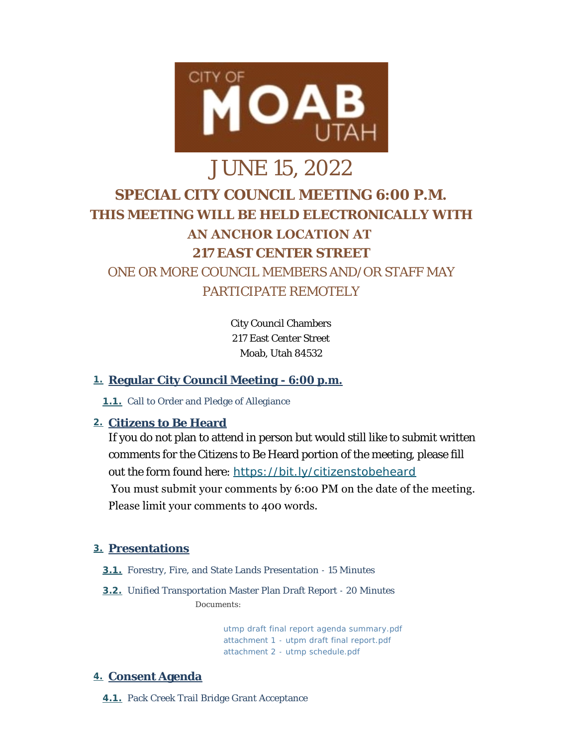CITY OF MOAB UTAH

# JUNE 15, 2022

## SPECIAL CITY COUNCIL MEETING 6:00 P.M.
## THIS MEETING WILL BE HELD ELECTRONICALLY WITH AN ANCHOR LOCATION AT 217 EAST CENTER STREET

ONE OR MORE COUNCIL MEMBERS AND/OR STAFF MAY PARTICIPATE REMOTELY

City Council Chambers
217 East Center Street
Moab, Utah 84532

### 1. Regular City Council Meeting - 6:00 p.m.

**1.1.** Call to Order and Pledge of Allegiance

### 2. Citizens to Be Heard

If you do not plan to attend in person but would still like to submit written comments for the Citizens to Be Heard portion of the meeting, please fill out the form found here: https://bit.ly/citizenstobeheard
You must submit your comments by 6:00 PM on the date of the meeting. Please limit your comments to 400 words.

### 3. Presentations

**3.1.** Forestry, Fire, and State Lands Presentation - 15 Minutes

**3.2.** Unified Transportation Master Plan Draft Report - 20 Minutes

Documents:

- utmp draft final report agenda summary.pdf
- attachment 1 - utpm draft final report.pdf
- attachment 2 - utmp schedule.pdf

### 4. Consent Agenda

**4.1.** Pack Creek Trail Bridge Grant Acceptance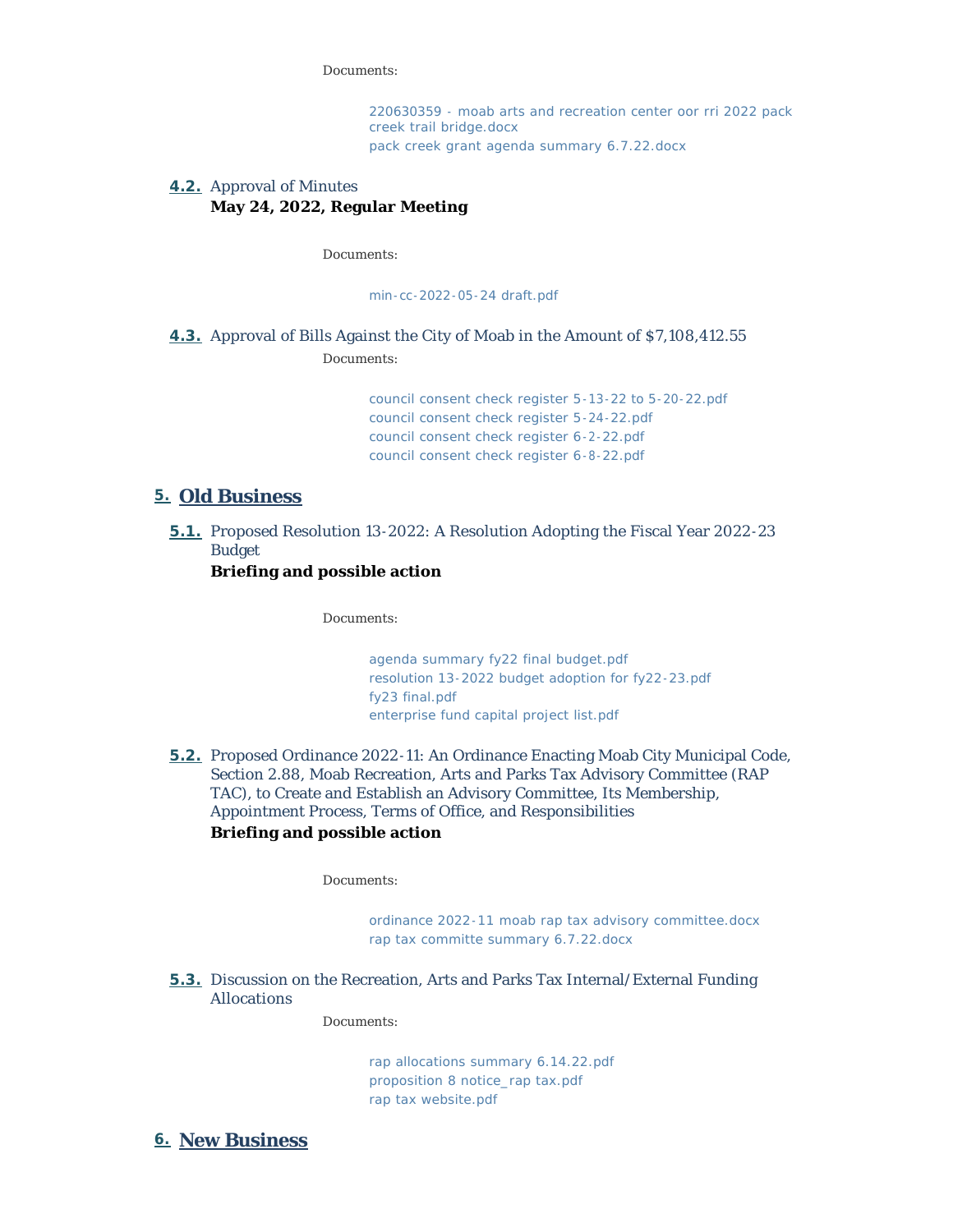Documents:

220630359 - moab arts and recreation center oor rri 2022 pack creek trail bridge.docx
pack creek grant agenda summary 6.7.22.docx

**4.2.** Approval of Minutes
**May 24, 2022, Regular Meeting**

Documents:

min-cc-2022-05-24 draft.pdf

**4.3.** Approval of Bills Against the City of Moab in the Amount of $7,108,412.55

Documents:

council consent check register 5-13-22 to 5-20-22.pdf
council consent check register 5-24-22.pdf
council consent check register 6-2-22.pdf
council consent check register 6-8-22.pdf

## 5. Old Business

**5.1.** Proposed Resolution 13-2022: A Resolution Adopting the Fiscal Year 2022-23 Budget
**Briefing and possible action**

Documents:

agenda summary fy22 final budget.pdf
resolution 13-2022 budget adoption for fy22-23.pdf
fy23 final.pdf
enterprise fund capital project list.pdf

**5.2.** Proposed Ordinance 2022-11: An Ordinance Enacting Moab City Municipal Code, Section 2.88, Moab Recreation, Arts and Parks Tax Advisory Committee (RAP TAC), to Create and Establish an Advisory Committee, Its Membership, Appointment Process, Terms of Office, and Responsibilities
**Briefing and possible action**

Documents:

ordinance 2022-11 moab rap tax advisory committee.docx
rap tax committe summary 6.7.22.docx

**5.3.** Discussion on the Recreation, Arts and Parks Tax Internal/External Funding Allocations

Documents:

rap allocations summary 6.14.22.pdf
proposition 8 notice_rap tax.pdf
rap tax website.pdf

## 6. New Business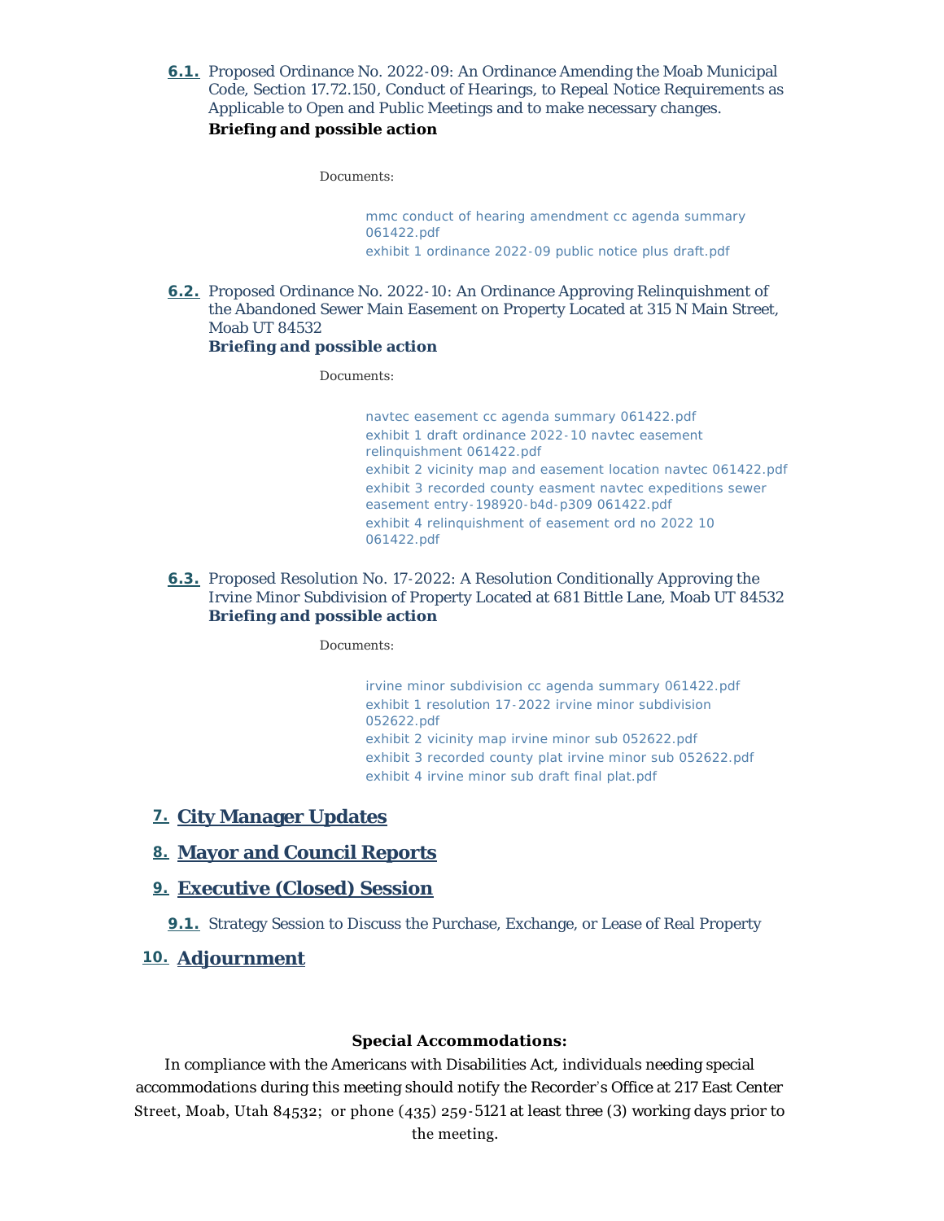**6.1.** Proposed Ordinance No. 2022-09: An Ordinance Amending the Moab Municipal Code, Section 17.72.150, Conduct of Hearings, to Repeal Notice Requirements as Applicable to Open and Public Meetings and to make necessary changes.
**Briefing and possible action**

Documents:

- mmc conduct of hearing amendment cc agenda summary 061422.pdf
- exhibit 1 ordinance 2022-09 public notice plus draft.pdf

**6.2.** Proposed Ordinance No. 2022-10: An Ordinance Approving Relinquishment of the Abandoned Sewer Main Easement on Property Located at 315 N Main Street, Moab UT 84532
**Briefing and possible action**

Documents:

- navtec easement cc agenda summary 061422.pdf
- exhibit 1 draft ordinance 2022-10 navtec easement relinquishment 061422.pdf
- exhibit 2 vicinity map and easement location navtec 061422.pdf
- exhibit 3 recorded county easment navtec expeditions sewer easement entry-198920-b4d-p309 061422.pdf
- exhibit 4 relinquishment of easement ord no 2022 10 061422.pdf

**6.3.** Proposed Resolution No. 17-2022: A Resolution Conditionally Approving the Irvine Minor Subdivision of Property Located at 681 Bittle Lane, Moab UT 84532
**Briefing and possible action**

Documents:

- irvine minor subdivision cc agenda summary 061422.pdf
- exhibit 1 resolution 17-2022 irvine minor subdivision 052622.pdf
- exhibit 2 vicinity map irvine minor sub 052622.pdf
- exhibit 3 recorded county plat irvine minor sub 052622.pdf
- exhibit 4 irvine minor sub draft final plat.pdf

## 7. City Manager Updates

## 8. Mayor and Council Reports

## 9. Executive (Closed) Session

**9.1.** Strategy Session to Discuss the Purchase, Exchange, or Lease of Real Property

## 10. Adjournment

**Special Accommodations:**

In compliance with the Americans with Disabilities Act, individuals needing special accommodations during this meeting should notify the Recorder's Office at 217 East Center Street, Moab, Utah 84532; or phone (435) 259-5121 at least three (3) working days prior to the meeting.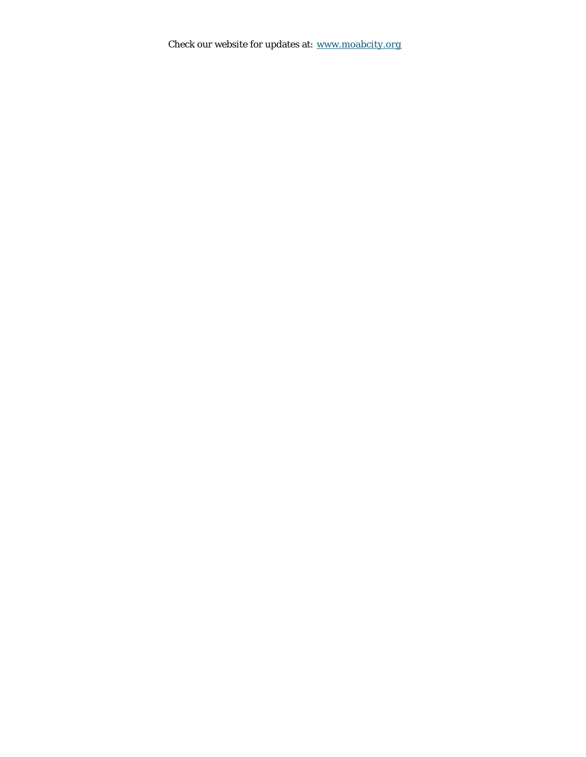Check our website for updates at: [www.moabcity.org](http://www.moabcity.org)